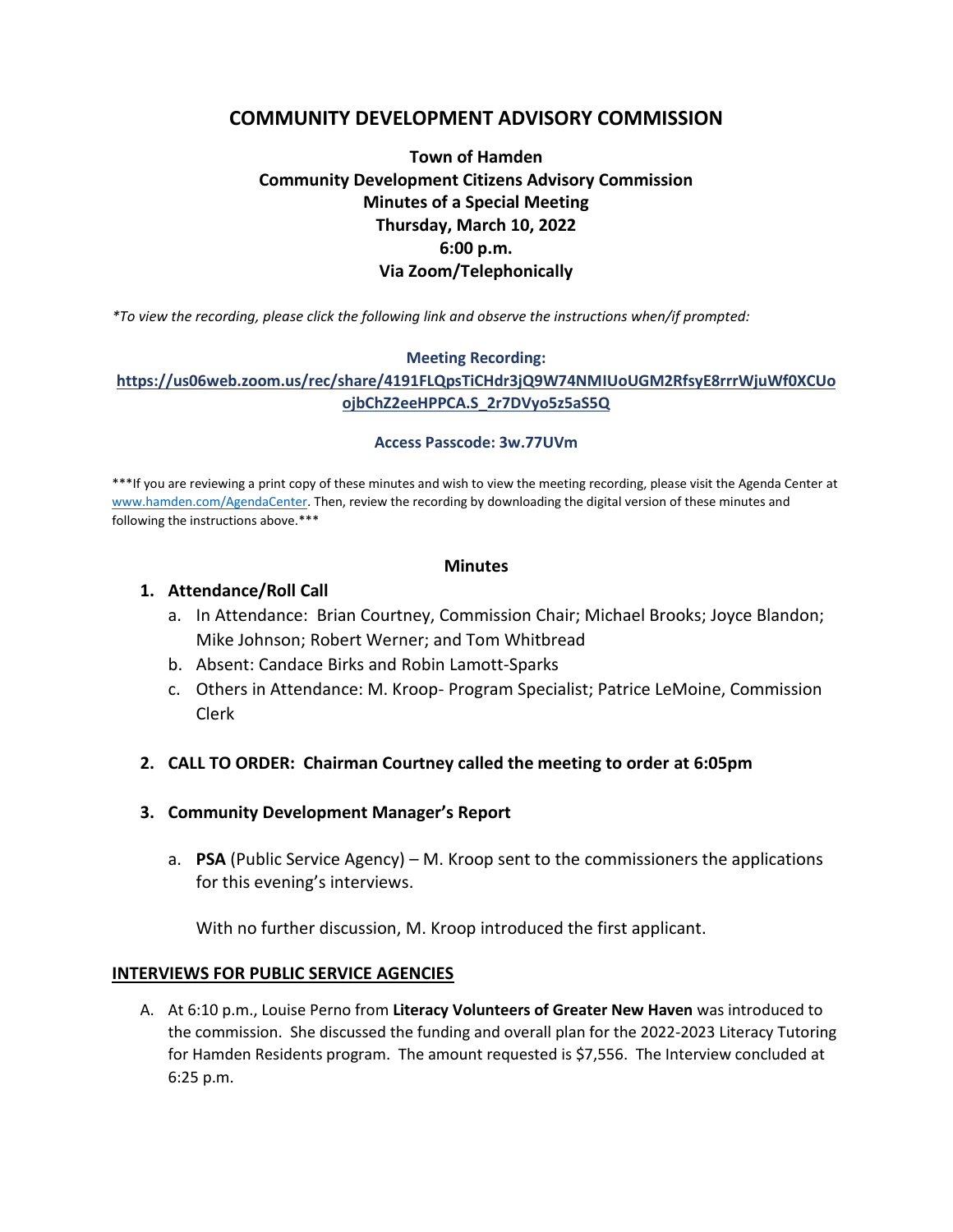# COMMUNITY DEVELOPMENT ADVISORY COMMISSION

**Town of Hamden**
**Community Development Citizens Advisory Commission**
**Minutes of a Special Meeting**
**Thursday, March 10, 2022**
**6:00 p.m.**
**Via Zoom/Telephonically**

*\*To view the recording, please click the following link and observe the instructions when/if prompted:*

**Meeting Recording:**
**https://us06web.zoom.us/rec/share/4191FLQpsTiCHdr3jQ9W74NMIUoUGM2RfsyE8rrrWjuWf0XCUoojbChZ2eeHPPCA.S_2r7DVyo5z5aS5Q**

**Access Passcode: 3w.77UVm**

\*\*\*If you are reviewing a print copy of these minutes and wish to view the meeting recording, please visit the Agenda Center at www.hamden.com/AgendaCenter. Then, review the recording by downloading the digital version of these minutes and following the instructions above.\*\*\*

## Minutes

1. **Attendance/Roll Call**
   a. In Attendance: Brian Courtney, Commission Chair; Michael Brooks; Joyce Blandon; Mike Johnson; Robert Werner; and Tom Whitbread
   b. Absent: Candace Birks and Robin Lamott-Sparks
   c. Others in Attendance: M. Kroop- Program Specialist; Patrice LeMoine, Commission Clerk

2. **CALL TO ORDER: Chairman Courtney called the meeting to order at 6:05pm**

3. **Community Development Manager's Report**

   a. **PSA** (Public Service Agency) – M. Kroop sent to the commissioners the applications for this evening's interviews.

   With no further discussion, M. Kroop introduced the first applicant.

**INTERVIEWS FOR PUBLIC SERVICE AGENCIES**

A. At 6:10 p.m., Louise Perno from **Literacy Volunteers of Greater New Haven** was introduced to the commission. She discussed the funding and overall plan for the 2022-2023 Literacy Tutoring for Hamden Residents program. The amount requested is $7,556. The Interview concluded at 6:25 p.m.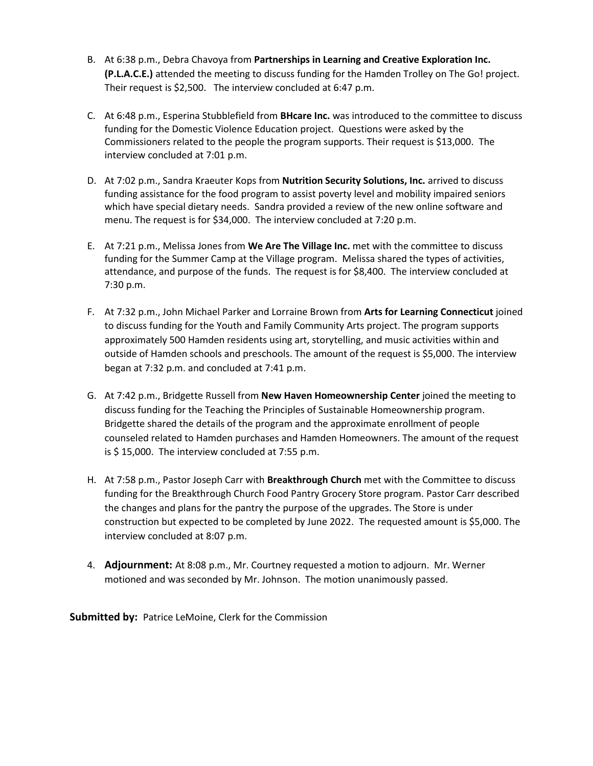B. At 6:38 p.m., Debra Chavoya from **Partnerships in Learning and Creative Exploration Inc. (P.L.A.C.E.)** attended the meeting to discuss funding for the Hamden Trolley on The Go! project. Their request is $2,500. The interview concluded at 6:47 p.m.

C. At 6:48 p.m., Esperina Stubblefield from **BHcare Inc.** was introduced to the committee to discuss funding for the Domestic Violence Education project. Questions were asked by the Commissioners related to the people the program supports. Their request is $13,000. The interview concluded at 7:01 p.m.

D. At 7:02 p.m., Sandra Kraeuter Kops from **Nutrition Security Solutions, Inc.** arrived to discuss funding assistance for the food program to assist poverty level and mobility impaired seniors which have special dietary needs. Sandra provided a review of the new online software and menu. The request is for $34,000. The interview concluded at 7:20 p.m.

E. At 7:21 p.m., Melissa Jones from **We Are The Village Inc.** met with the committee to discuss funding for the Summer Camp at the Village program. Melissa shared the types of activities, attendance, and purpose of the funds. The request is for $8,400. The interview concluded at 7:30 p.m.

F. At 7:32 p.m., John Michael Parker and Lorraine Brown from **Arts for Learning Connecticut** joined to discuss funding for the Youth and Family Community Arts project. The program supports approximately 500 Hamden residents using art, storytelling, and music activities within and outside of Hamden schools and preschools. The amount of the request is $5,000. The interview began at 7:32 p.m. and concluded at 7:41 p.m.

G. At 7:42 p.m., Bridgette Russell from **New Haven Homeownership Center** joined the meeting to discuss funding for the Teaching the Principles of Sustainable Homeownership program. Bridgette shared the details of the program and the approximate enrollment of people counseled related to Hamden purchases and Hamden Homeowners. The amount of the request is $ 15,000. The interview concluded at 7:55 p.m.

H. At 7:58 p.m., Pastor Joseph Carr with **Breakthrough Church** met with the Committee to discuss funding for the Breakthrough Church Food Pantry Grocery Store program. Pastor Carr described the changes and plans for the pantry the purpose of the upgrades. The Store is under construction but expected to be completed by June 2022. The requested amount is $5,000. The interview concluded at 8:07 p.m.

4. **Adjournment:** At 8:08 p.m., Mr. Courtney requested a motion to adjourn. Mr. Werner motioned and was seconded by Mr. Johnson. The motion unanimously passed.

**Submitted by:** Patrice LeMoine, Clerk for the Commission